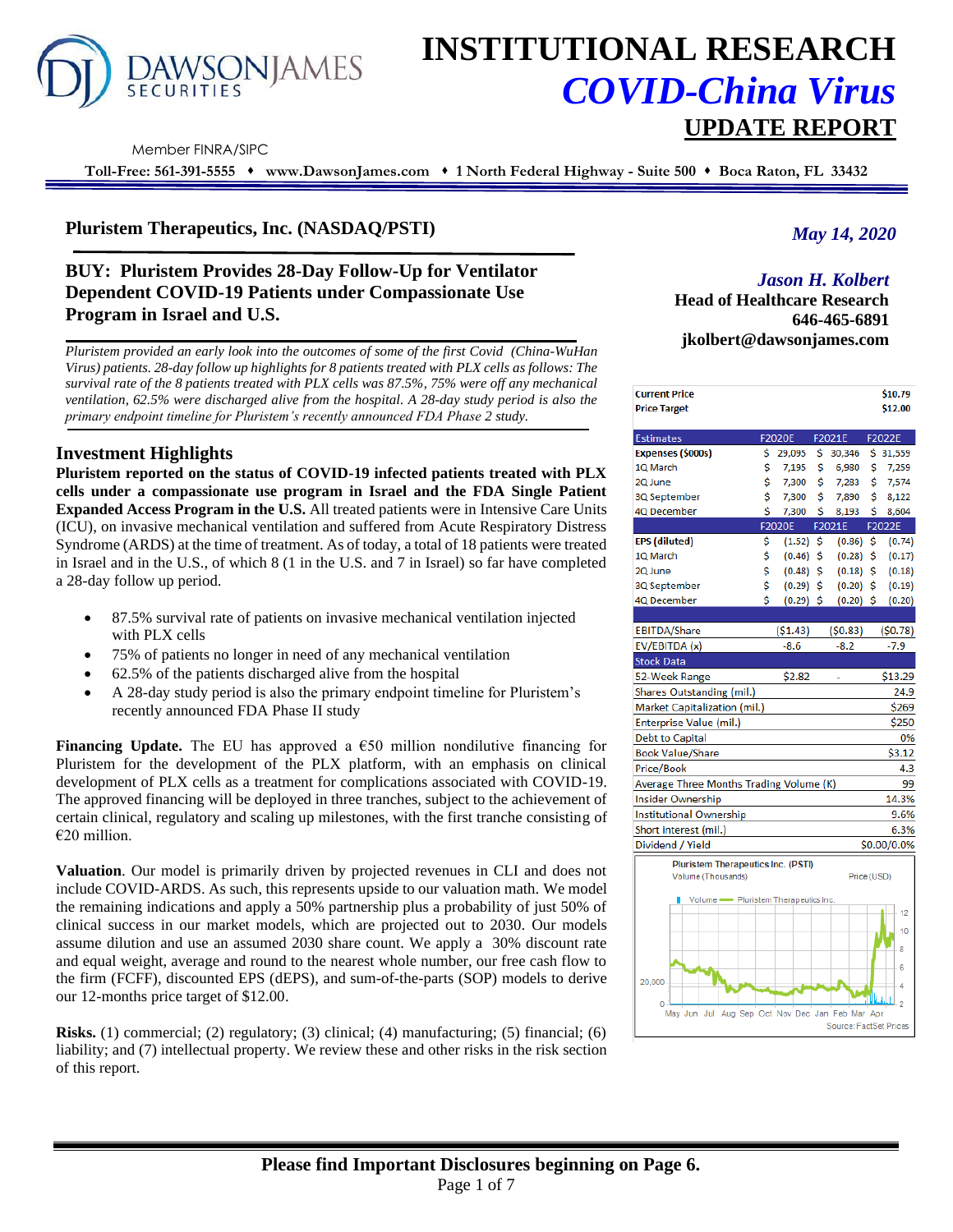# INSTITUTIONAL RESEARCH
## *COVID-China Virus*
## UPDATE REPORT

DAWSON JAMES SECURITIES

Member FINRA/SIPC

**Toll-Free: 561-391-5555 ♦ www.DawsonJames.com ♦ 1 North Federal Highway - Suite 500 ♦ Boca Raton, FL 33432**

## Pluristem Therapeutics, Inc. (NASDAQ/PSTI)

*May 14, 2020*

### BUY: Pluristem Provides 28-Day Follow-Up for Ventilator Dependent COVID-19 Patients under Compassionate Use Program in Israel and U.S.

*Jason H. Kolbert*
**Head of Healthcare Research**
**646-465-6891**
**jkolbert@dawsonjames.com**

*Pluristem provided an early look into the outcomes of some of the first Covid (China-WuHan Virus) patients. 28-day follow up highlights for 8 patients treated with PLX cells as follows: The survival rate of the 8 patients treated with PLX cells was 87.5%, 75% were off any mechanical ventilation, 62.5% were discharged alive from the hospital. A 28-day study period is also the primary endpoint timeline for Pluristem's recently announced FDA Phase 2 study.*

| Current Price | | | $10.79 |
|---|---|---|---|
| Price Target | | | $12.00 |

| Estimates | F2020E | F2021E | F2022E |
|---|---|---|---|
| Expenses ($000s) | $ 29,095 | $ 30,346 | $ 31,559 |
| 1Q March | $ 7,195 | $ 6,980 | $ 7,259 |
| 2Q June | $ 7,300 | $ 7,283 | $ 7,574 |
| 3Q September | $ 7,300 | $ 7,890 | $ 8,122 |
| 4Q December | $ 7,300 | $ 8,193 | $ 8,604 |
| | F2020E | F2021E | F2022E |
| EPS (diluted) | $ (1.52) | $ (0.86) | $ (0.74) |
| 1Q March | $ (0.46) | $ (0.28) | $ (0.17) |
| 2Q June | $ (0.48) | $ (0.18) | $ (0.18) |
| 3Q September | $ (0.29) | $ (0.20) | $ (0.19) |
| 4Q December | $ (0.29) | $ (0.20) | $ (0.20) |
| | | | |
| EBITDA/Share | ($1.43) | ($0.83) | ($0.78) |
| EV/EBITDA (x) | -8.6 | -8.2 | -7.9 |

| Stock Data | | | |
|---|---|---|---|
| 52-Week Range | $2.82 | - | $13.29 |
| Shares Outstanding (mil.) | | | 24.9 |
| Market Capitalization (mil.) | | | $269 |
| Enterprise Value (mil.) | | | $250 |
| Debt to Capital | | | 0% |
| Book Value/Share | | | $3.12 |
| Price/Book | | | 4.3 |
| Average Three Months Trading Volume (K) | | | 99 |
| Insider Ownership | | | 14.3% |
| Institutional Ownership | | | 9.6% |
| Short Interest (mil.) | | | 6.3% |
| Dividend / Yield | | | $0.00/0.0% |

Pluristem Therapeutics Inc. (PSTI)
Volume (Thousands) — Price (USD)
Source: FactSet Prices

## Investment Highlights

**Pluristem reported on the status of COVID-19 infected patients treated with PLX cells under a compassionate use program in Israel and the FDA Single Patient Expanded Access Program in the U.S.** All treated patients were in Intensive Care Units (ICU), on invasive mechanical ventilation and suffered from Acute Respiratory Distress Syndrome (ARDS) at the time of treatment. As of today, a total of 18 patients were treated in Israel and in the U.S., of which 8 (1 in the U.S. and 7 in Israel) so far have completed a 28-day follow up period.

- 87.5% survival rate of patients on invasive mechanical ventilation injected with PLX cells
- 75% of patients no longer in need of any mechanical ventilation
- 62.5% of the patients discharged alive from the hospital
- A 28-day study period is also the primary endpoint timeline for Pluristem's recently announced FDA Phase II study

**Financing Update.** The EU has approved a €50 million nondilutive financing for Pluristem for the development of the PLX platform, with an emphasis on clinical development of PLX cells as a treatment for complications associated with COVID-19. The approved financing will be deployed in three tranches, subject to the achievement of certain clinical, regulatory and scaling up milestones, with the first tranche consisting of €20 million.

**Valuation**. Our model is primarily driven by projected revenues in CLI and does not include COVID-ARDS. As such, this represents upside to our valuation math. We model the remaining indications and apply a 50% partnership plus a probability of just 50% of clinical success in our market models, which are projected out to 2030. Our models assume dilution and use an assumed 2030 share count. We apply a 30% discount rate and equal weight, average and round to the nearest whole number, our free cash flow to the firm (FCFF), discounted EPS (dEPS), and sum-of-the-parts (SOP) models to derive our 12-months price target of $12.00.

**Risks.** (1) commercial; (2) regulatory; (3) clinical; (4) manufacturing; (5) financial; (6) liability; and (7) intellectual property. We review these and other risks in the risk section of this report.

**Please find Important Disclosures beginning on Page 6.**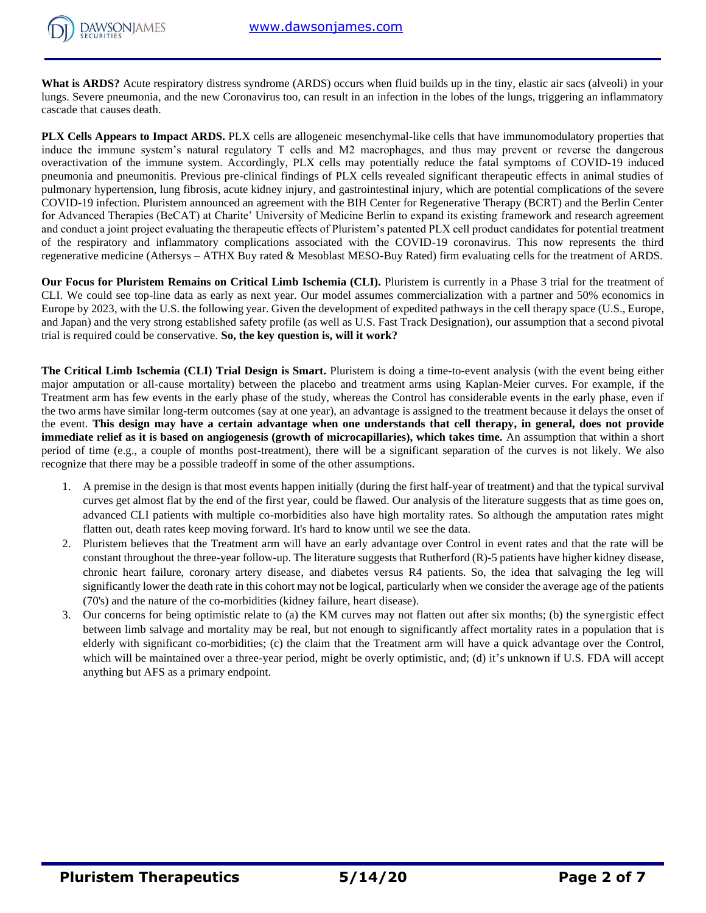**What is ARDS?** Acute respiratory distress syndrome (ARDS) occurs when fluid builds up in the tiny, elastic air sacs (alveoli) in your lungs. Severe pneumonia, and the new Coronavirus too, can result in an infection in the lobes of the lungs, triggering an inflammatory cascade that causes death.

**PLX Cells Appears to Impact ARDS.** PLX cells are allogeneic mesenchymal-like cells that have immunomodulatory properties that induce the immune system's natural regulatory T cells and M2 macrophages, and thus may prevent or reverse the dangerous overactivation of the immune system. Accordingly, PLX cells may potentially reduce the fatal symptoms of COVID-19 induced pneumonia and pneumonitis. Previous pre-clinical findings of PLX cells revealed significant therapeutic effects in animal studies of pulmonary hypertension, lung fibrosis, acute kidney injury, and gastrointestinal injury, which are potential complications of the severe COVID-19 infection. Pluristem announced an agreement with the BIH Center for Regenerative Therapy (BCRT) and the Berlin Center for Advanced Therapies (BeCAT) at Charite' University of Medicine Berlin to expand its existing framework and research agreement and conduct a joint project evaluating the therapeutic effects of Pluristem's patented PLX cell product candidates for potential treatment of the respiratory and inflammatory complications associated with the COVID-19 coronavirus. This now represents the third regenerative medicine (Athersys – ATHX Buy rated & Mesoblast MESO-Buy Rated) firm evaluating cells for the treatment of ARDS.

**Our Focus for Pluristem Remains on Critical Limb Ischemia (CLI).** Pluristem is currently in a Phase 3 trial for the treatment of CLI. We could see top-line data as early as next year. Our model assumes commercialization with a partner and 50% economics in Europe by 2023, with the U.S. the following year. Given the development of expedited pathways in the cell therapy space (U.S., Europe, and Japan) and the very strong established safety profile (as well as U.S. Fast Track Designation), our assumption that a second pivotal trial is required could be conservative. **So, the key question is, will it work?**

**The Critical Limb Ischemia (CLI) Trial Design is Smart.** Pluristem is doing a time-to-event analysis (with the event being either major amputation or all-cause mortality) between the placebo and treatment arms using Kaplan-Meier curves. For example, if the Treatment arm has few events in the early phase of the study, whereas the Control has considerable events in the early phase, even if the two arms have similar long-term outcomes (say at one year), an advantage is assigned to the treatment because it delays the onset of the event. **This design may have a certain advantage when one understands that cell therapy, in general, does not provide immediate relief as it is based on angiogenesis (growth of microcapillaries), which takes time.** An assumption that within a short period of time (e.g., a couple of months post-treatment), there will be a significant separation of the curves is not likely. We also recognize that there may be a possible tradeoff in some of the other assumptions.

1. A premise in the design is that most events happen initially (during the first half-year of treatment) and that the typical survival curves get almost flat by the end of the first year, could be flawed. Our analysis of the literature suggests that as time goes on, advanced CLI patients with multiple co-morbidities also have high mortality rates. So although the amputation rates might flatten out, death rates keep moving forward. It's hard to know until we see the data.
2. Pluristem believes that the Treatment arm will have an early advantage over Control in event rates and that the rate will be constant throughout the three-year follow-up. The literature suggests that Rutherford (R)-5 patients have higher kidney disease, chronic heart failure, coronary artery disease, and diabetes versus R4 patients. So, the idea that salvaging the leg will significantly lower the death rate in this cohort may not be logical, particularly when we consider the average age of the patients (70's) and the nature of the co-morbidities (kidney failure, heart disease).
3. Our concerns for being optimistic relate to (a) the KM curves may not flatten out after six months; (b) the synergistic effect between limb salvage and mortality may be real, but not enough to significantly affect mortality rates in a population that is elderly with significant co-morbidities; (c) the claim that the Treatment arm will have a quick advantage over the Control, which will be maintained over a three-year period, might be overly optimistic, and; (d) it's unknown if U.S. FDA will accept anything but AFS as a primary endpoint.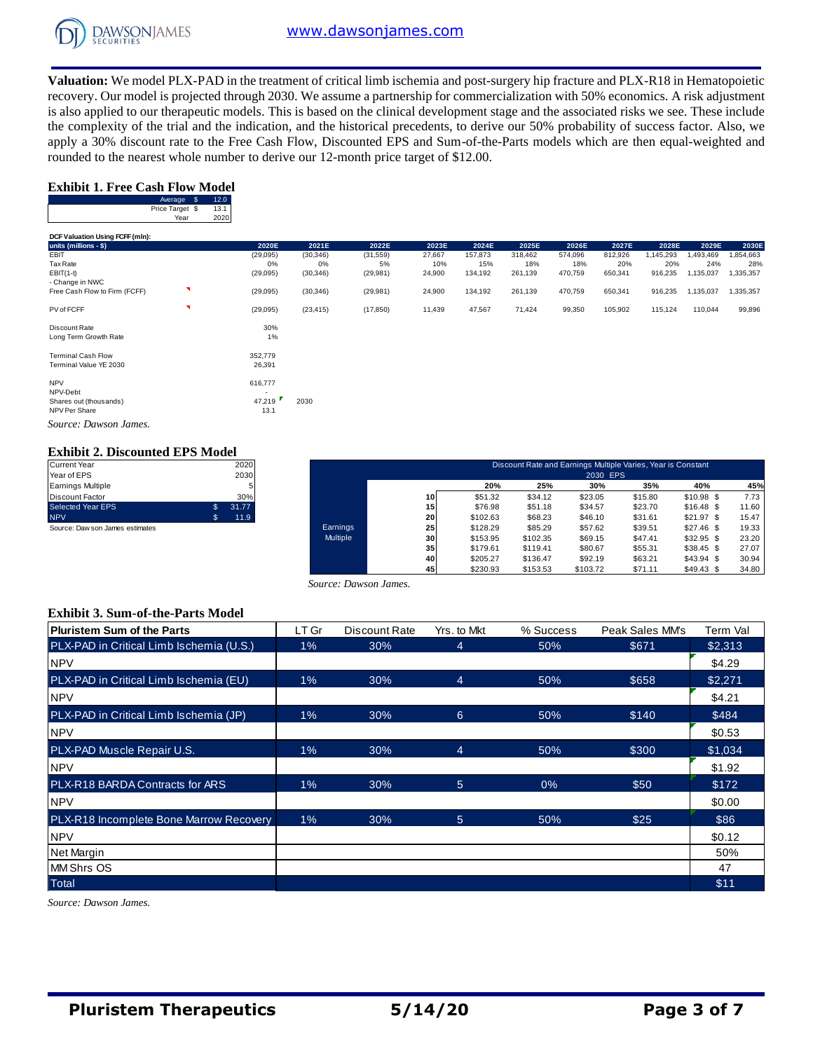**Valuation:** We model PLX-PAD in the treatment of critical limb ischemia and post-surgery hip fracture and PLX-R18 in Hematopoietic recovery. Our model is projected through 2030. We assume a partnership for commercialization with 50% economics. A risk adjustment is also applied to our therapeutic models. This is based on the clinical development stage and the associated risks we see. These include the complexity of the trial and the indication, and the historical precedents, to derive our 50% probability of success factor. Also, we apply a 30% discount rate to the Free Cash Flow, Discounted EPS and Sum-of-the-Parts models which are then equal-weighted and rounded to the nearest whole number to derive our 12-month price target of $12.00.

### Exhibit 1. Free Cash Flow Model

| | | |
|---|---|---|
| Average | $ | 12.0 |
| Price Target | $ | 13.1 |
| Year | | 2020 |

DCF Valuation Using FCFF (mln):

| units (millions - $) | 2020E | 2021E | 2022E | 2023E | 2024E | 2025E | 2026E | 2027E | 2028E | 2029E | 2030E |
|---|---|---|---|---|---|---|---|---|---|---|---|
| EBIT | (29,095) | (30,346) | (31,559) | 27,667 | 157,873 | 318,462 | 574,096 | 812,926 | 1,145,293 | 1,493,469 | 1,854,663 |
| Tax Rate | 0% | 0% | 5% | 10% | 15% | 18% | 18% | 20% | 20% | 24% | 28% |
| EBIT(1-t) | (29,095) | (30,346) | (29,981) | 24,900 | 134,192 | 261,139 | 470,759 | 650,341 | 916,235 | 1,135,037 | 1,335,357 |
| - Change in NWC | | | | | | | | | | | |
| Free Cash Flow to Firm (FCFF) | (29,095) | (30,346) | (29,981) | 24,900 | 134,192 | 261,139 | 470,759 | 650,341 | 916,235 | 1,135,037 | 1,335,357 |
| PV of FCFF | (29,095) | (23,415) | (17,850) | 11,439 | 47,567 | 71,424 | 99,350 | 105,902 | 115,124 | 110,044 | 99,896 |

| | | |
|---|---|---|
| Discount Rate | 30% | |
| Long Term Growth Rate | 1% | |
| Terminal Cash Flow | 352,779 | |
| Terminal Value YE 2030 | 26,391 | |
| NPV | 616,777 | |
| NPV-Debt | - | |
| Shares out (thousands) | 47,219 | 2030 |
| NPV Per Share | 13.1 | |

*Source: Dawson James.*

### Exhibit 2. Discounted EPS Model

| | | |
|---|---|---|
| Current Year | | 2020 |
| Year of EPS | | 2030 |
| Earnings Multiple | | 5 |
| Discount Factor | | 30% |
| Selected Year EPS | $ | 31.77 |
| NPV | $ | 11.9 |

Source: Dawson James estimates

Discount Rate and Earnings Multiple Varies, Year is Constant — 2030 EPS

| | | 20% | 25% | 30% | 35% | 40% | 45% |
|---|---|---|---|---|---|---|---|
| Earnings Multiple | 10 | $51.32 | $34.12 | $23.05 | $15.80 | $10.98 | $ 7.73 |
| | 15 | $76.98 | $51.18 | $34.57 | $23.70 | $16.48 | $ 11.60 |
| | 20 | $102.63 | $68.23 | $46.10 | $31.61 | $21.97 | $ 15.47 |
| | 25 | $128.29 | $85.29 | $57.62 | $39.51 | $27.46 | $ 19.33 |
| | 30 | $153.95 | $102.35 | $69.15 | $47.41 | $32.95 | $ 23.20 |
| | 35 | $179.61 | $119.41 | $80.67 | $55.31 | $38.45 | $ 27.07 |
| | 40 | $205.27 | $136.47 | $92.19 | $63.21 | $43.94 | $ 30.94 |
| | 45 | $230.93 | $153.53 | $103.72 | $71.11 | $49.43 | $ 34.80 |

*Source: Dawson James.*

### Exhibit 3. Sum-of-the-Parts Model

| Pluristem Sum of the Parts | LT Gr | Discount Rate | Yrs. to Mkt | % Success | Peak Sales MM's | Term Val |
|---|---|---|---|---|---|---|
| PLX-PAD in Critical Limb Ischemia (U.S.) | 1% | 30% | 4 | 50% | $671 | $2,313 |
| NPV | | | | | | $4.29 |
| PLX-PAD in Critical Limb Ischemia (EU) | 1% | 30% | 4 | 50% | $658 | $2,271 |
| NPV | | | | | | $4.21 |
| PLX-PAD in Critical Limb Ischemia (JP) | 1% | 30% | 6 | 50% | $140 | $484 |
| NPV | | | | | | $0.53 |
| PLX-PAD Muscle Repair U.S. | 1% | 30% | 4 | 50% | $300 | $1,034 |
| NPV | | | | | | $1.92 |
| PLX-R18 BARDA Contracts for ARS | 1% | 30% | 5 | 0% | $50 | $172 |
| NPV | | | | | | $0.00 |
| PLX-R18 Incomplete Bone Marrow Recovery | 1% | 30% | 5 | 50% | $25 | $86 |
| NPV | | | | | | $0.12 |
| Net Margin | | | | | | 50% |
| MM Shrs OS | | | | | | 47 |
| Total | | | | | | $11 |

*Source: Dawson James.*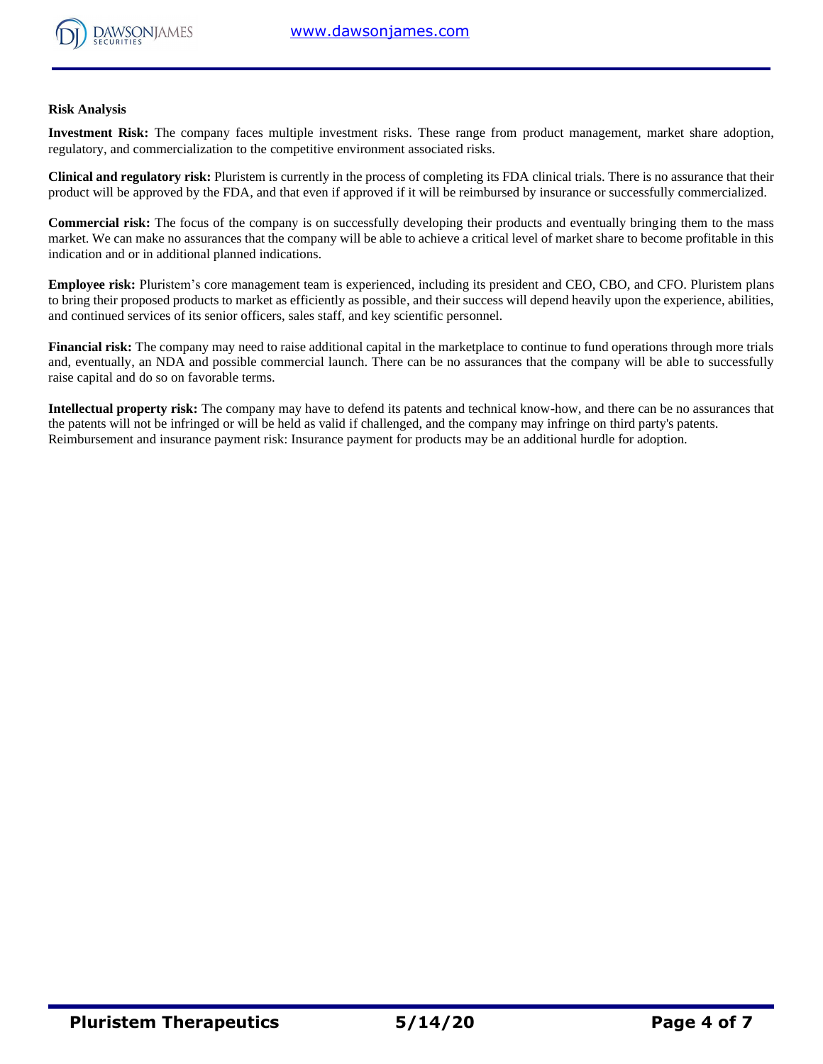**Risk Analysis**

**Investment Risk:** The company faces multiple investment risks. These range from product management, market share adoption, regulatory, and commercialization to the competitive environment associated risks.

**Clinical and regulatory risk:** Pluristem is currently in the process of completing its FDA clinical trials. There is no assurance that their product will be approved by the FDA, and that even if approved if it will be reimbursed by insurance or successfully commercialized.

**Commercial risk:** The focus of the company is on successfully developing their products and eventually bringing them to the mass market. We can make no assurances that the company will be able to achieve a critical level of market share to become profitable in this indication and or in additional planned indications.

**Employee risk:** Pluristem's core management team is experienced, including its president and CEO, CBO, and CFO. Pluristem plans to bring their proposed products to market as efficiently as possible, and their success will depend heavily upon the experience, abilities, and continued services of its senior officers, sales staff, and key scientific personnel.

**Financial risk:** The company may need to raise additional capital in the marketplace to continue to fund operations through more trials and, eventually, an NDA and possible commercial launch. There can be no assurances that the company will be able to successfully raise capital and do so on favorable terms.

**Intellectual property risk:** The company may have to defend its patents and technical know-how, and there can be no assurances that the patents will not be infringed or will be held as valid if challenged, and the company may infringe on third party's patents.
Reimbursement and insurance payment risk: Insurance payment for products may be an additional hurdle for adoption.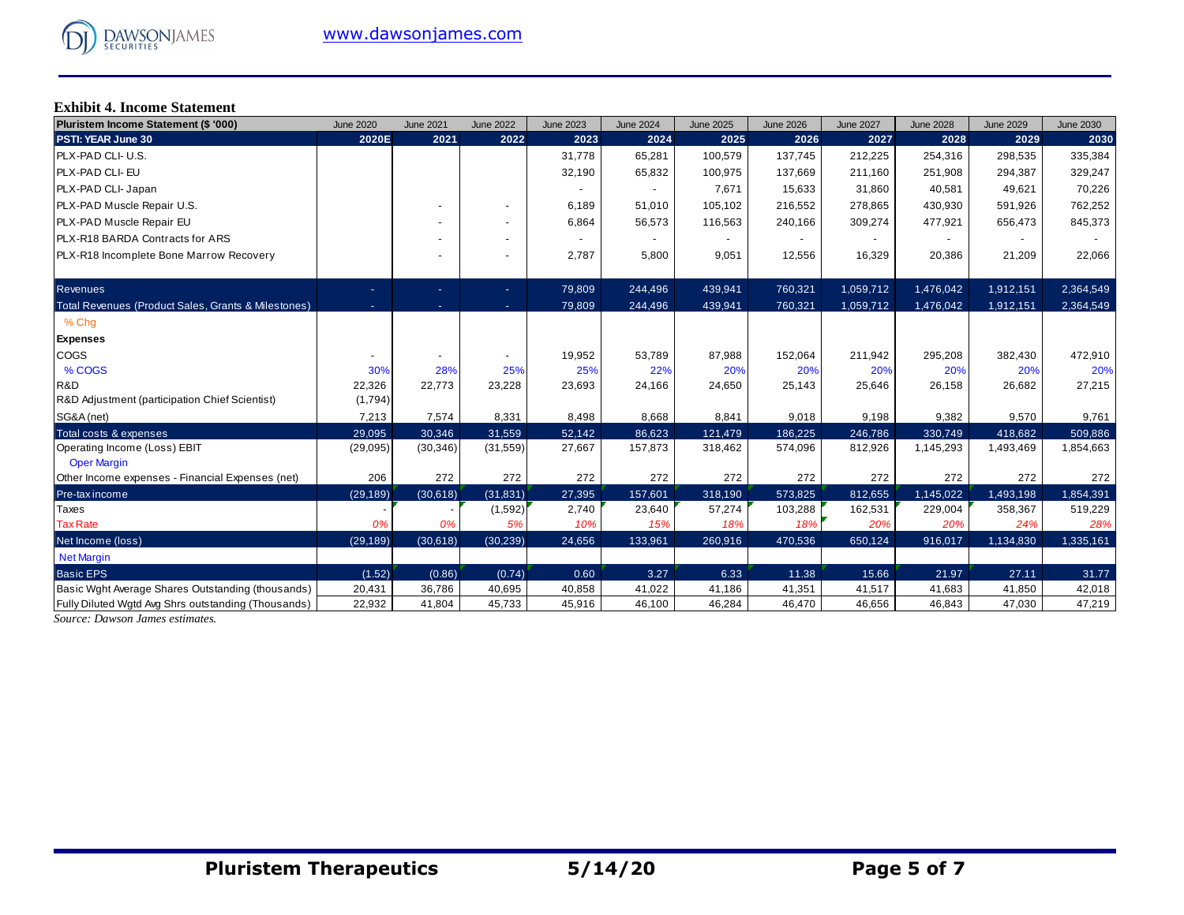**Exhibit 4. Income Statement**

| Pluristem Income Statement ($ '000) | June 2020 | June 2021 | June 2022 | June 2023 | June 2024 | June 2025 | June 2026 | June 2027 | June 2028 | June 2029 | June 2030 |
|---|---|---|---|---|---|---|---|---|---|---|---|
| PSTI: YEAR June 30 | 2020E | 2021 | 2022 | 2023 | 2024 | 2025 | 2026 | 2027 | 2028 | 2029 | 2030 |
| PLX-PAD CLI- U.S. | | | | 31,778 | 65,281 | 100,579 | 137,745 | 212,225 | 254,316 | 298,535 | 335,384 |
| PLX-PAD CLI- EU | | | | 32,190 | 65,832 | 100,975 | 137,669 | 211,160 | 251,908 | 294,387 | 329,247 |
| PLX-PAD CLI- Japan | | | | - | - | 7,671 | 15,633 | 31,860 | 40,581 | 49,621 | 70,226 |
| PLX-PAD Muscle Repair U.S. | | - | - | 6,189 | 51,010 | 105,102 | 216,552 | 278,865 | 430,930 | 591,926 | 762,252 |
| PLX-PAD Muscle Repair EU | | - | - | 6,864 | 56,573 | 116,563 | 240,166 | 309,274 | 477,921 | 656,473 | 845,373 |
| PLX-R18 BARDA Contracts for ARS | | - | - | - | - | - | - | - | - | - | - |
| PLX-R18 Incomplete Bone Marrow Recovery | | - | - | 2,787 | 5,800 | 9,051 | 12,556 | 16,329 | 20,386 | 21,209 | 22,066 |
| Revenues | - | - | - | 79,809 | 244,496 | 439,941 | 760,321 | 1,059,712 | 1,476,042 | 1,912,151 | 2,364,549 |
| Total Revenues (Product Sales, Grants & Milestones) | - | - | - | 79,809 | 244,496 | 439,941 | 760,321 | 1,059,712 | 1,476,042 | 1,912,151 | 2,364,549 |
| % Chg | | | | | | | | | | | |
| **Expenses** | | | | | | | | | | | |
| COGS | - | - | - | 19,952 | 53,789 | 87,988 | 152,064 | 211,942 | 295,208 | 382,430 | 472,910 |
| % COGS | 30% | 28% | 25% | 25% | 22% | 20% | 20% | 20% | 20% | 20% | 20% |
| R&D | 22,326 | 22,773 | 23,228 | 23,693 | 24,166 | 24,650 | 25,143 | 25,646 | 26,158 | 26,682 | 27,215 |
| R&D Adjustment (participation Chief Scientist) | (1,794) | | | | | | | | | | |
| SG&A (net) | 7,213 | 7,574 | 8,331 | 8,498 | 8,668 | 8,841 | 9,018 | 9,198 | 9,382 | 9,570 | 9,761 |
| Total costs & expenses | 29,095 | 30,346 | 31,559 | 52,142 | 86,623 | 121,479 | 186,225 | 246,786 | 330,749 | 418,682 | 509,886 |
| Operating Income (Loss) EBIT | (29,095) | (30,346) | (31,559) | 27,667 | 157,873 | 318,462 | 574,096 | 812,926 | 1,145,293 | 1,493,469 | 1,854,663 |
| Oper Margin | | | | | | | | | | | |
| Other Income expenses - Financial Expenses (net) | 206 | 272 | 272 | 272 | 272 | 272 | 272 | 272 | 272 | 272 | 272 |
| Pre-tax income | (29,189) | (30,618) | (31,831) | 27,395 | 157,601 | 318,190 | 573,825 | 812,655 | 1,145,022 | 1,493,198 | 1,854,391 |
| Taxes | - | - | (1,592) | 2,740 | 23,640 | 57,274 | 103,288 | 162,531 | 229,004 | 358,367 | 519,229 |
| Tax Rate | 0% | 0% | 5% | 10% | 15% | 18% | 18% | 20% | 20% | 24% | 28% |
| Net Income (loss) | (29,189) | (30,618) | (30,239) | 24,656 | 133,961 | 260,916 | 470,536 | 650,124 | 916,017 | 1,134,830 | 1,335,161 |
| Net Margin | | | | | | | | | | | |
| Basic EPS | (1.52) | (0.86) | (0.74) | 0.60 | 3.27 | 6.33 | 11.38 | 15.66 | 21.97 | 27.11 | 31.77 |
| Basic Wght Average Shares Outstanding (thousands) | 20,431 | 36,786 | 40,695 | 40,858 | 41,022 | 41,186 | 41,351 | 41,517 | 41,683 | 41,850 | 42,018 |
| Fully Diluted Wgtd Avg Shrs outstanding (Thousands) | 22,932 | 41,804 | 45,733 | 45,916 | 46,100 | 46,284 | 46,470 | 46,656 | 46,843 | 47,030 | 47,219 |

*Source: Dawson James estimates.*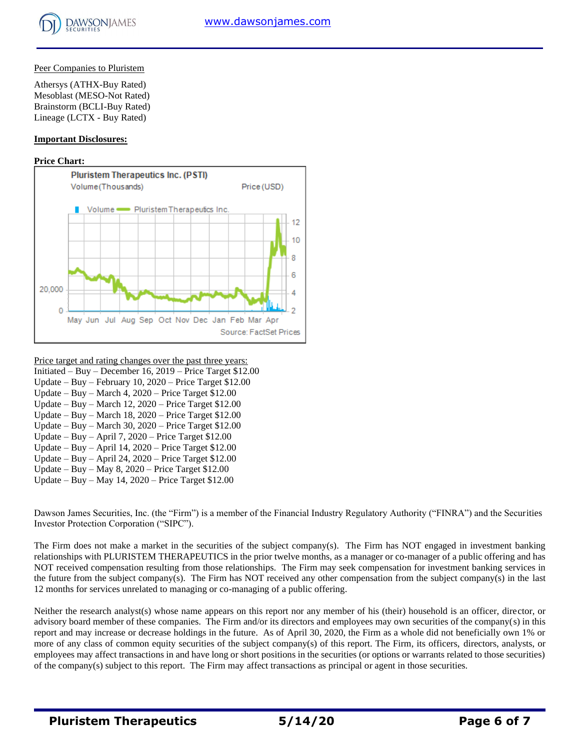Peer Companies to Pluristem

Athersys (ATHX-Buy Rated)
Mesoblast (MESO-Not Rated)
Brainstorm (BCLI-Buy Rated)
Lineage (LCTX - Buy Rated)

**Important Disclosures:**

**Price Chart:**

Price target and rating changes over the past three years:

Initiated – Buy – December 16, 2019 – Price Target $12.00
Update – Buy – February 10, 2020 – Price Target $12.00
Update – Buy – March 4, 2020 – Price Target $12.00
Update – Buy – March 12, 2020 – Price Target $12.00
Update – Buy – March 18, 2020 – Price Target $12.00
Update – Buy – March 30, 2020 – Price Target $12.00
Update – Buy – April 7, 2020 – Price Target $12.00
Update – Buy – April 14, 2020 – Price Target $12.00
Update – Buy – April 24, 2020 – Price Target $12.00
Update – Buy – May 8, 2020 – Price Target $12.00
Update – Buy – May 14, 2020 – Price Target $12.00

Dawson James Securities, Inc. (the "Firm") is a member of the Financial Industry Regulatory Authority ("FINRA") and the Securities Investor Protection Corporation ("SIPC").

The Firm does not make a market in the securities of the subject company(s). The Firm has NOT engaged in investment banking relationships with PLURISTEM THERAPEUTICS in the prior twelve months, as a manager or co-manager of a public offering and has NOT received compensation resulting from those relationships. The Firm may seek compensation for investment banking services in the future from the subject company(s). The Firm has NOT received any other compensation from the subject company(s) in the last 12 months for services unrelated to managing or co-managing of a public offering.

Neither the research analyst(s) whose name appears on this report nor any member of his (their) household is an officer, director, or advisory board member of these companies. The Firm and/or its directors and employees may own securities of the company(s) in this report and may increase or decrease holdings in the future. As of April 30, 2020, the Firm as a whole did not beneficially own 1% or more of any class of common equity securities of the subject company(s) of this report. The Firm, its officers, directors, analysts, or employees may affect transactions in and have long or short positions in the securities (or options or warrants related to those securities) of the company(s) subject to this report. The Firm may affect transactions as principal or agent in those securities.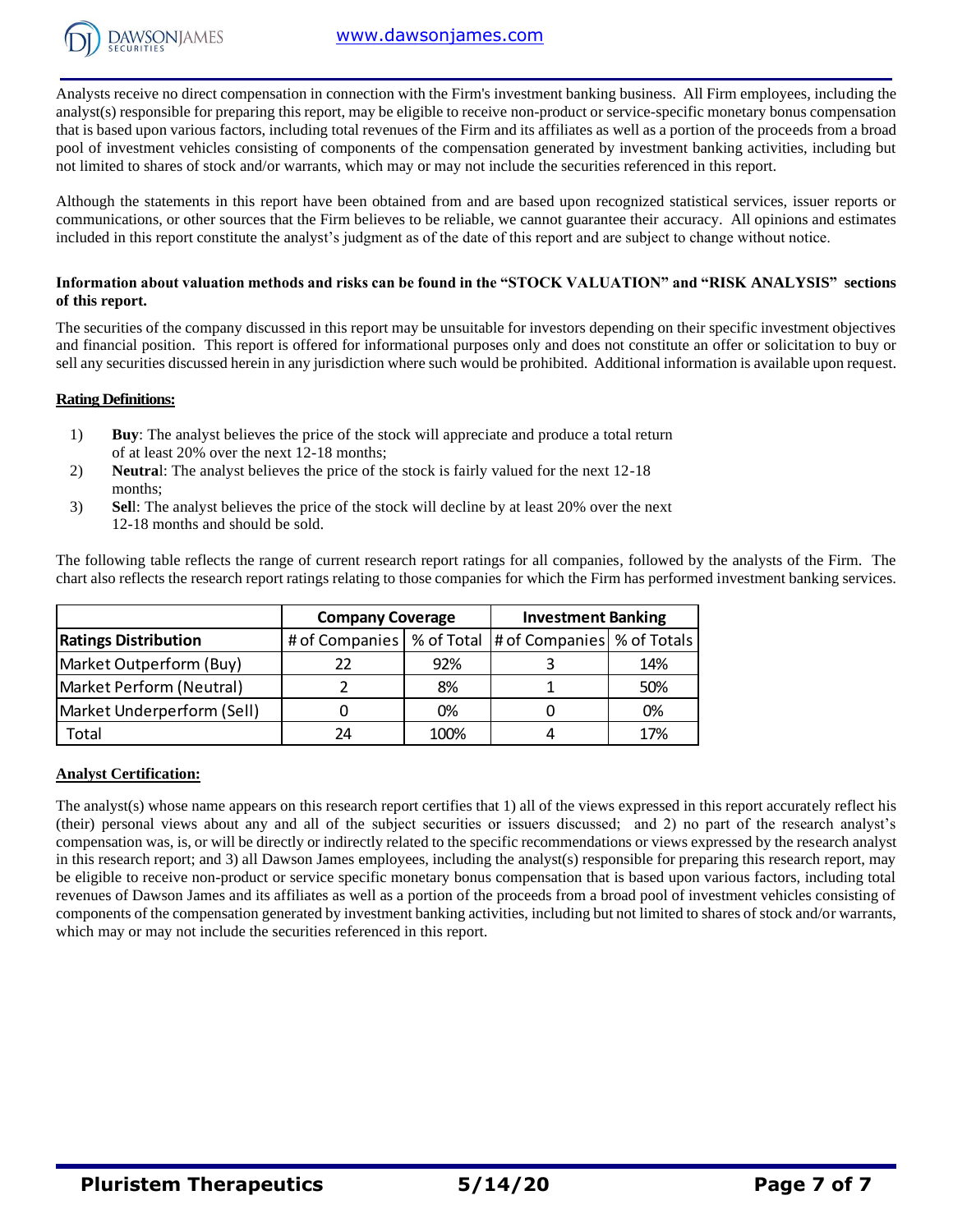Analysts receive no direct compensation in connection with the Firm's investment banking business. All Firm employees, including the analyst(s) responsible for preparing this report, may be eligible to receive non-product or service-specific monetary bonus compensation that is based upon various factors, including total revenues of the Firm and its affiliates as well as a portion of the proceeds from a broad pool of investment vehicles consisting of components of the compensation generated by investment banking activities, including but not limited to shares of stock and/or warrants, which may or may not include the securities referenced in this report.

Although the statements in this report have been obtained from and are based upon recognized statistical services, issuer reports or communications, or other sources that the Firm believes to be reliable, we cannot guarantee their accuracy. All opinions and estimates included in this report constitute the analyst's judgment as of the date of this report and are subject to change without notice.

**Information about valuation methods and risks can be found in the "STOCK VALUATION" and "RISK ANALYSIS" sections of this report.**

The securities of the company discussed in this report may be unsuitable for investors depending on their specific investment objectives and financial position. This report is offered for informational purposes only and does not constitute an offer or solicitation to buy or sell any securities discussed herein in any jurisdiction where such would be prohibited. Additional information is available upon request.

**Rating Definitions:**

1) **Buy**: The analyst believes the price of the stock will appreciate and produce a total return of at least 20% over the next 12-18 months;
2) **Neutral**: The analyst believes the price of the stock is fairly valued for the next 12-18 months;
3) **Sell**: The analyst believes the price of the stock will decline by at least 20% over the next 12-18 months and should be sold.

The following table reflects the range of current research report ratings for all companies, followed by the analysts of the Firm. The chart also reflects the research report ratings relating to those companies for which the Firm has performed investment banking services.

| | Company Coverage | | Investment Banking | |
|---|---|---|---|---|
| **Ratings Distribution** | # of Companies | % of Total | # of Companies | % of Totals |
| Market Outperform (Buy) | 22 | 92% | 3 | 14% |
| Market Perform (Neutral) | 2 | 8% | 1 | 50% |
| Market Underperform (Sell) | 0 | 0% | 0 | 0% |
| Total | 24 | 100% | 4 | 17% |

**Analyst Certification:**

The analyst(s) whose name appears on this research report certifies that 1) all of the views expressed in this report accurately reflect his (their) personal views about any and all of the subject securities or issuers discussed; and 2) no part of the research analyst's compensation was, is, or will be directly or indirectly related to the specific recommendations or views expressed by the research analyst in this research report; and 3) all Dawson James employees, including the analyst(s) responsible for preparing this research report, may be eligible to receive non-product or service specific monetary bonus compensation that is based upon various factors, including total revenues of Dawson James and its affiliates as well as a portion of the proceeds from a broad pool of investment vehicles consisting of components of the compensation generated by investment banking activities, including but not limited to shares of stock and/or warrants, which may or may not include the securities referenced in this report.